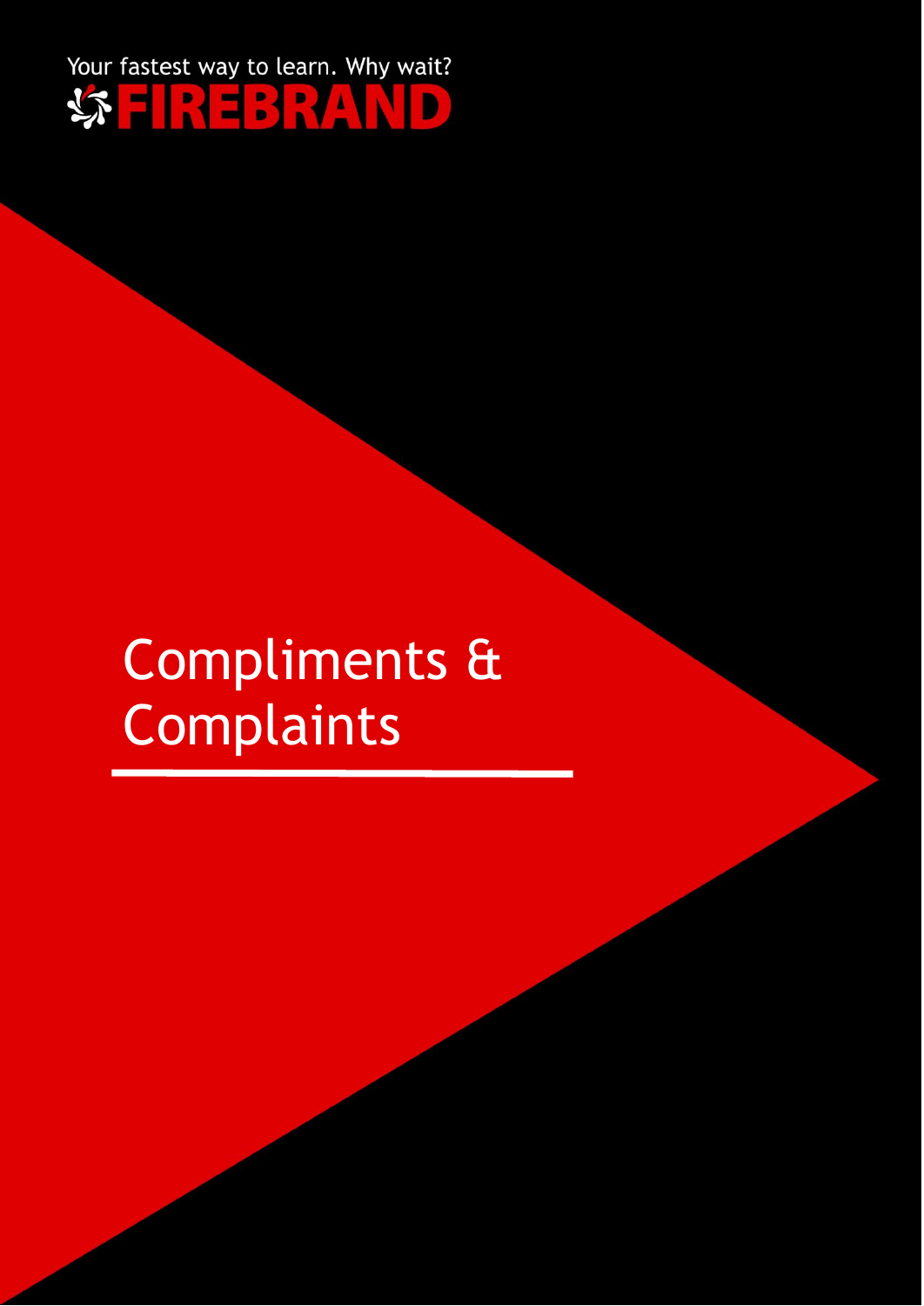Your fastest way to learn. Why wait?

FIREBRAND

# Compliments & Complaints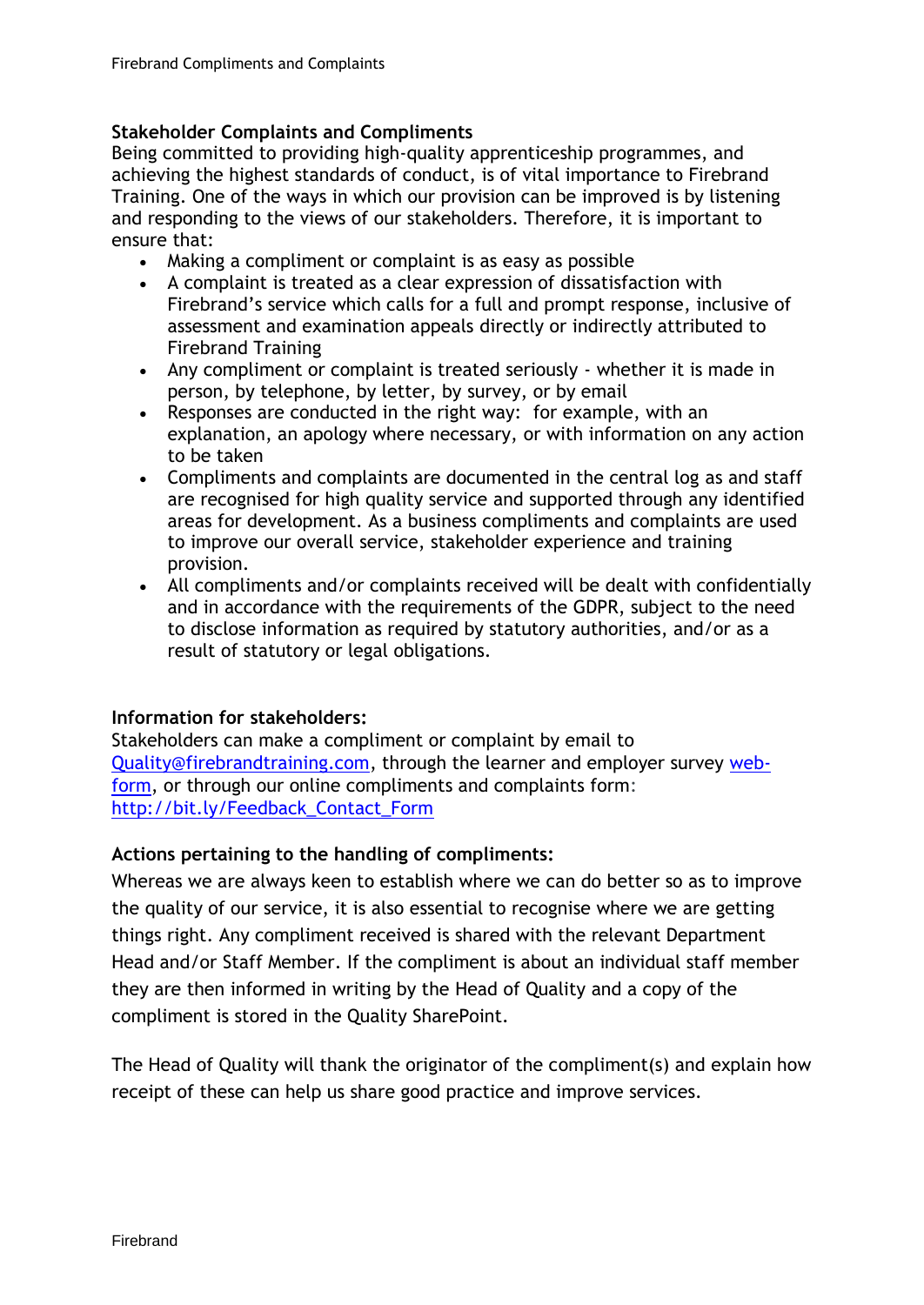**Stakeholder Complaints and Compliments**

Being committed to providing high-quality apprenticeship programmes, and achieving the highest standards of conduct, is of vital importance to Firebrand Training. One of the ways in which our provision can be improved is by listening and responding to the views of our stakeholders. Therefore, it is important to ensure that:

- Making a compliment or complaint is as easy as possible
- A complaint is treated as a clear expression of dissatisfaction with Firebrand's service which calls for a full and prompt response, inclusive of assessment and examination appeals directly or indirectly attributed to Firebrand Training
- Any compliment or complaint is treated seriously - whether it is made in person, by telephone, by letter, by survey, or by email
- Responses are conducted in the right way: for example, with an explanation, an apology where necessary, or with information on any action to be taken
- Compliments and complaints are documented in the central log as and staff are recognised for high quality service and supported through any identified areas for development. As a business compliments and complaints are used to improve our overall service, stakeholder experience and training provision.
- All compliments and/or complaints received will be dealt with confidentially and in accordance with the requirements of the GDPR, subject to the need to disclose information as required by statutory authorities, and/or as a result of statutory or legal obligations.

**Information for stakeholders:**

Stakeholders can make a compliment or complaint by email to Quality@firebrandtraining.com, through the learner and employer survey web-form, or through our online compliments and complaints form: http://bit.ly/Feedback_Contact_Form

**Actions pertaining to the handling of compliments:**

Whereas we are always keen to establish where we can do better so as to improve the quality of our service, it is also essential to recognise where we are getting things right. Any compliment received is shared with the relevant Department Head and/or Staff Member. If the compliment is about an individual staff member they are then informed in writing by the Head of Quality and a copy of the compliment is stored in the Quality SharePoint.

The Head of Quality will thank the originator of the compliment(s) and explain how receipt of these can help us share good practice and improve services.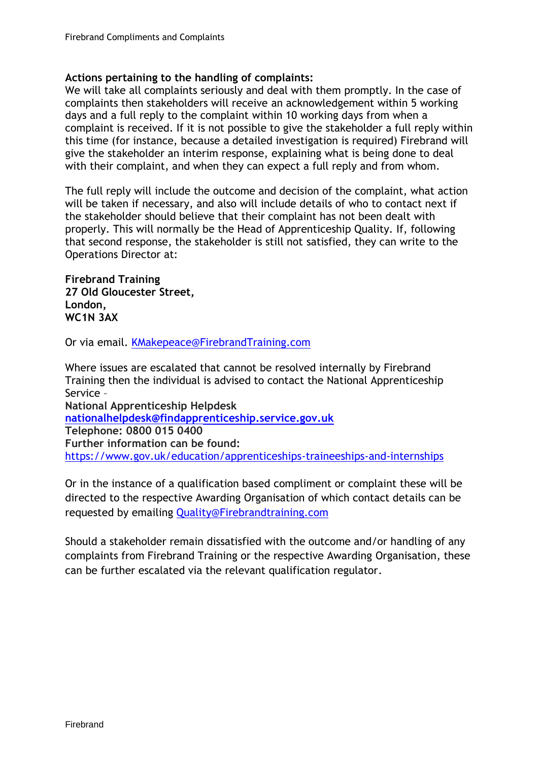**Actions pertaining to the handling of complaints:**
We will take all complaints seriously and deal with them promptly. In the case of complaints then stakeholders will receive an acknowledgement within 5 working days and a full reply to the complaint within 10 working days from when a complaint is received. If it is not possible to give the stakeholder a full reply within this time (for instance, because a detailed investigation is required) Firebrand will give the stakeholder an interim response, explaining what is being done to deal with their complaint, and when they can expect a full reply and from whom.

The full reply will include the outcome and decision of the complaint, what action will be taken if necessary, and also will include details of who to contact next if the stakeholder should believe that their complaint has not been dealt with properly. This will normally be the Head of Apprenticeship Quality. If, following that second response, the stakeholder is still not satisfied, they can write to the Operations Director at:

**Firebrand Training**
**27 Old Gloucester Street,**
**London,**
**WC1N 3AX**

Or via email. KMakepeace@FirebrandTraining.com

Where issues are escalated that cannot be resolved internally by Firebrand Training then the individual is advised to contact the National Apprenticeship Service –
**National Apprenticeship Helpdesk**
**nationalhelpdesk@findapprenticeship.service.gov.uk**
**Telephone: 0800 015 0400**
**Further information can be found:**
https://www.gov.uk/education/apprenticeships-traineeships-and-internships

Or in the instance of a qualification based compliment or complaint these will be directed to the respective Awarding Organisation of which contact details can be requested by emailing Quality@Firebrandtraining.com

Should a stakeholder remain dissatisfied with the outcome and/or handling of any complaints from Firebrand Training or the respective Awarding Organisation, these can be further escalated via the relevant qualification regulator.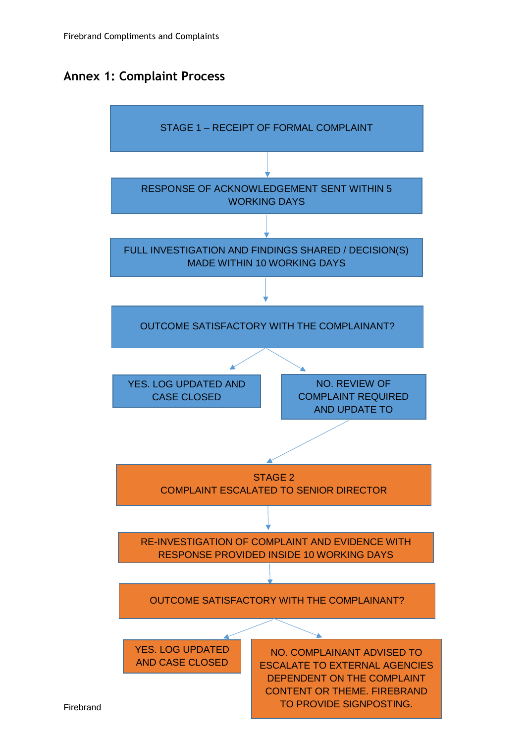## Annex 1: Complaint Process

STAGE 1 – RECEIPT OF FORMAL COMPLAINT

RESPONSE OF ACKNOWLEDGEMENT SENT WITHIN 5 WORKING DAYS

FULL INVESTIGATION AND FINDINGS SHARED / DECISION(S) MADE WITHIN 10 WORKING DAYS

OUTCOME SATISFACTORY WITH THE COMPLAINANT?

YES. LOG UPDATED AND CASE CLOSED

NO. REVIEW OF COMPLAINT REQUIRED AND UPDATE TO

STAGE 2
COMPLAINT ESCALATED TO SENIOR DIRECTOR

RE-INVESTIGATION OF COMPLAINT AND EVIDENCE WITH RESPONSE PROVIDED INSIDE 10 WORKING DAYS

OUTCOME SATISFACTORY WITH THE COMPLAINANT?

YES. LOG UPDATED AND CASE CLOSED

NO. COMPLAINANT ADVISED TO ESCALATE TO EXTERNAL AGENCIES DEPENDENT ON THE COMPLAINT CONTENT OR THEME. FIREBRAND TO PROVIDE SIGNPOSTING.